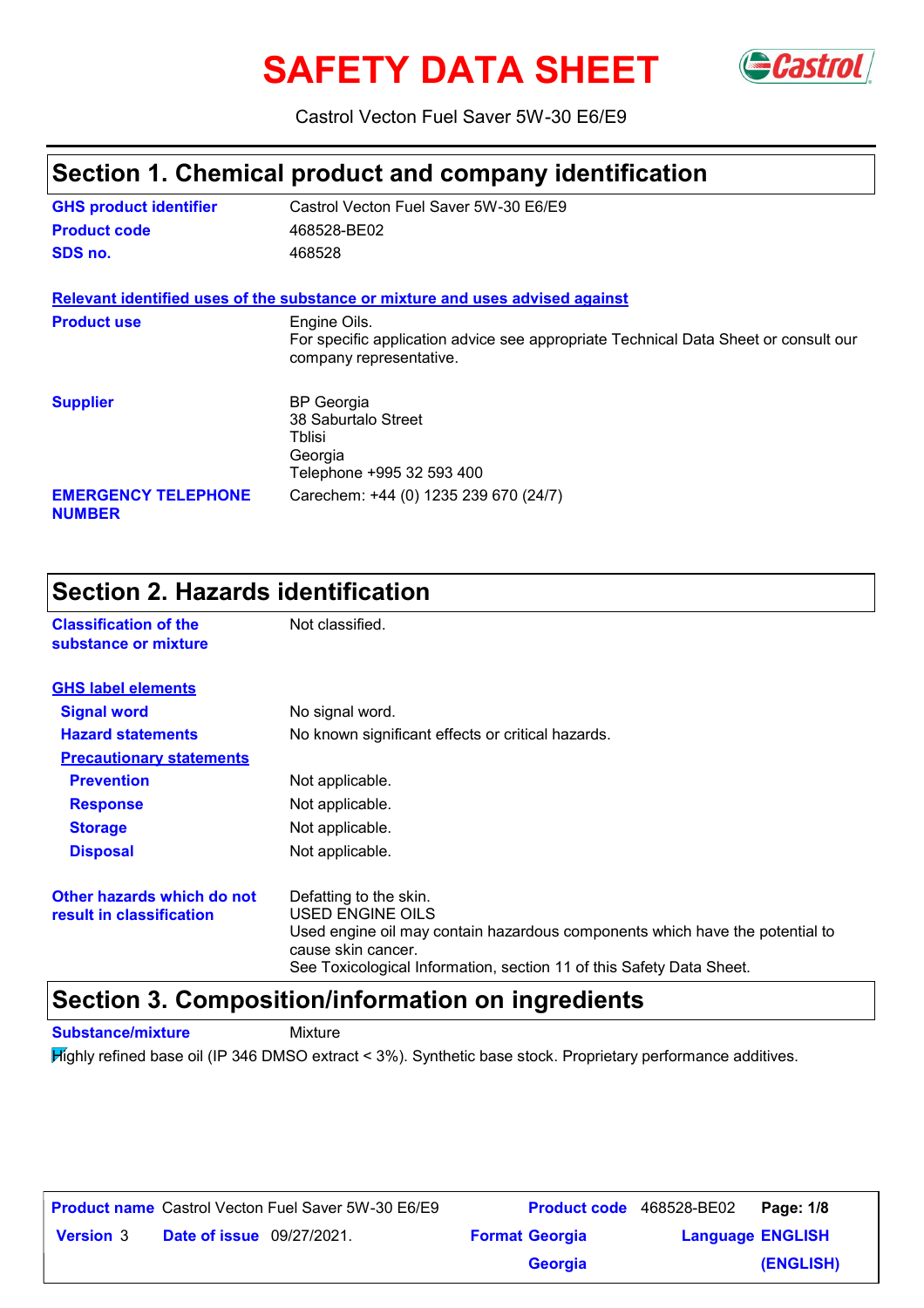# SAFETY DATA SHEET

Castrol Vecton Fuel Saver 5W-30 E6/E9

## Section 1. Chemical product and company identification

| | |
|---|---|
| **GHS product identifier** | Castrol Vecton Fuel Saver 5W-30 E6/E9 |
| **Product code** | 468528-BE02 |
| **SDS no.** | 468528 |

**Relevant identified uses of the substance or mixture and uses advised against**

| | |
|---|---|
| **Product use** | Engine Oils.<br>For specific application advice see appropriate Technical Data Sheet or consult our company representative. |
| **Supplier** | BP Georgia<br>38 Saburtalo Street<br>Tblisi<br>Georgia<br>Telephone +995 32 593 400 |
| **EMERGENCY TELEPHONE NUMBER** | Carechem: +44 (0) 1235 239 670 (24/7) |

## Section 2. Hazards identification

| | |
|---|---|
| **Classification of the substance or mixture** | Not classified. |

**GHS label elements**

| | |
|---|---|
| **Signal word** | No signal word. |
| **Hazard statements** | No known significant effects or critical hazards. |

**Precautionary statements**

| | |
|---|---|
| **Prevention** | Not applicable. |
| **Response** | Not applicable. |
| **Storage** | Not applicable. |
| **Disposal** | Not applicable. |

| | |
|---|---|
| **Other hazards which do not result in classification** | Defatting to the skin.<br>USED ENGINE OILS<br>Used engine oil may contain hazardous components which have the potential to cause skin cancer.<br>See Toxicological Information, section 11 of this Safety Data Sheet. |

## Section 3. Composition/information on ingredients

| | |
|---|---|
| **Substance/mixture** | Mixture |

Highly refined base oil (IP 346 DMSO extract < 3%). Synthetic base stock. Proprietary performance additives.

| | | | |
|---|---|---|---|
| **Product name** Castrol Vecton Fuel Saver 5W-30 E6/E9 | | **Product code** 468528-BE02 | |
| **Version** 3 | **Date of issue** 09/27/2021. | **Format** Georgia Georgia | **Language** ENGLISH (ENGLISH) |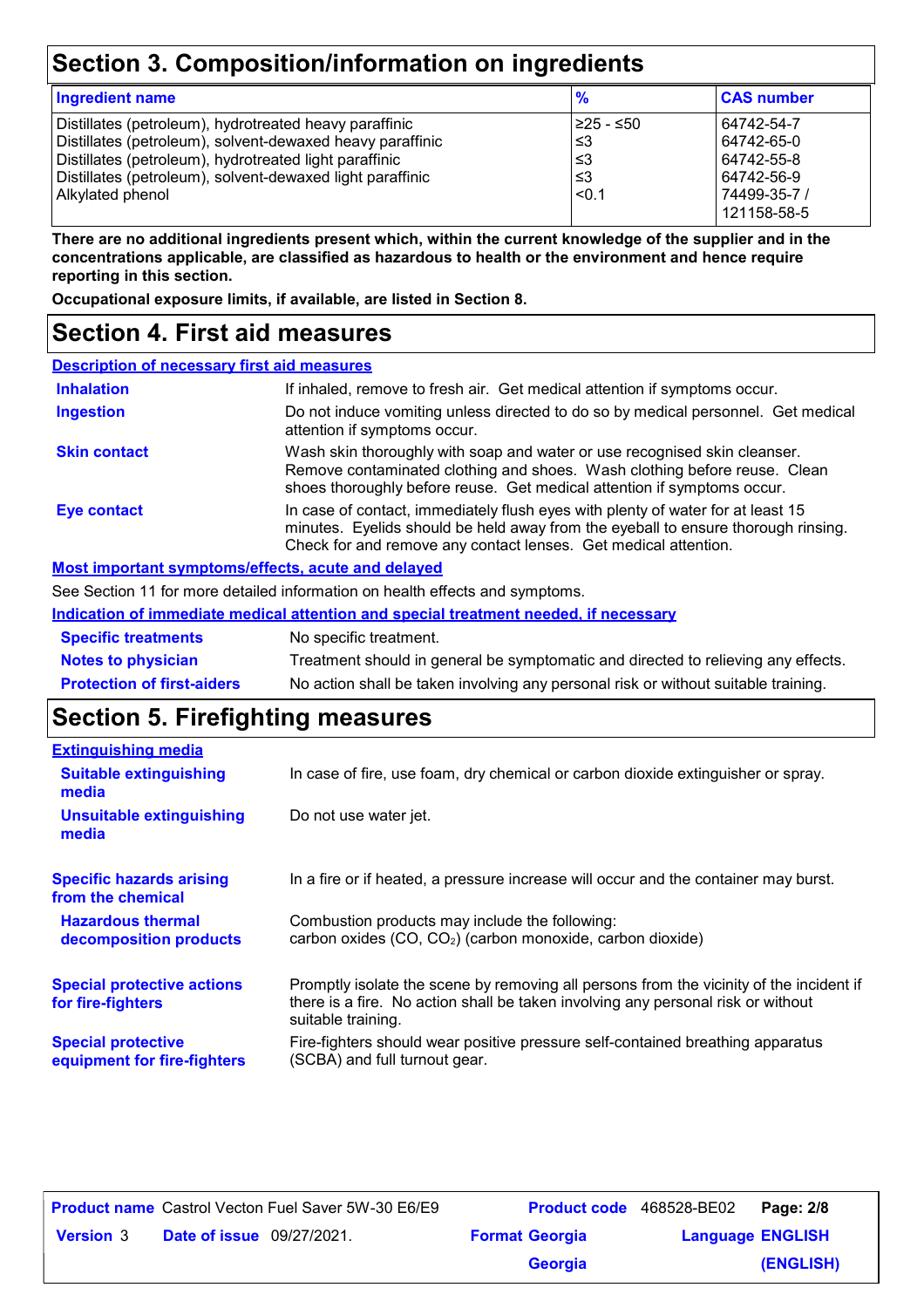## Section 3. Composition/information on ingredients

| Ingredient name | % | CAS number |
|---|---|---|
| Distillates (petroleum), hydrotreated heavy paraffinic | ≥25 - ≤50 | 64742-54-7 |
| Distillates (petroleum), solvent-dewaxed heavy paraffinic | ≤3 | 64742-65-0 |
| Distillates (petroleum), hydrotreated light paraffinic | ≤3 | 64742-55-8 |
| Distillates (petroleum), solvent-dewaxed light paraffinic | ≤3 | 64742-56-9 |
| Alkylated phenol | <0.1 | 74499-35-7 / 121158-58-5 |

**There are no additional ingredients present which, within the current knowledge of the supplier and in the concentrations applicable, are classified as hazardous to health or the environment and hence require reporting in this section.**

**Occupational exposure limits, if available, are listed in Section 8.**

## Section 4. First aid measures

### Description of necessary first aid measures

**Inhalation**: If inhaled, remove to fresh air. Get medical attention if symptoms occur.

**Ingestion**: Do not induce vomiting unless directed to do so by medical personnel. Get medical attention if symptoms occur.

**Skin contact**: Wash skin thoroughly with soap and water or use recognised skin cleanser. Remove contaminated clothing and shoes. Wash clothing before reuse. Clean shoes thoroughly before reuse. Get medical attention if symptoms occur.

**Eye contact**: In case of contact, immediately flush eyes with plenty of water for at least 15 minutes. Eyelids should be held away from the eyeball to ensure thorough rinsing. Check for and remove any contact lenses. Get medical attention.

### Most important symptoms/effects, acute and delayed

See Section 11 for more detailed information on health effects and symptoms.

### Indication of immediate medical attention and special treatment needed, if necessary

**Specific treatments**: No specific treatment.

**Notes to physician**: Treatment should in general be symptomatic and directed to relieving any effects.

**Protection of first-aiders**: No action shall be taken involving any personal risk or without suitable training.

## Section 5. Firefighting measures

### Extinguishing media

**Suitable extinguishing media**: In case of fire, use foam, dry chemical or carbon dioxide extinguisher or spray.

**Unsuitable extinguishing media**: Do not use water jet.

**Specific hazards arising from the chemical**: In a fire or if heated, a pressure increase will occur and the container may burst.

**Hazardous thermal decomposition products**: Combustion products may include the following: carbon oxides ($CO$, $CO_2$) (carbon monoxide, carbon dioxide)

**Special protective actions for fire-fighters**: Promptly isolate the scene by removing all persons from the vicinity of the incident if there is a fire. No action shall be taken involving any personal risk or without suitable training.

**Special protective equipment for fire-fighters**: Fire-fighters should wear positive pressure self-contained breathing apparatus (SCBA) and full turnout gear.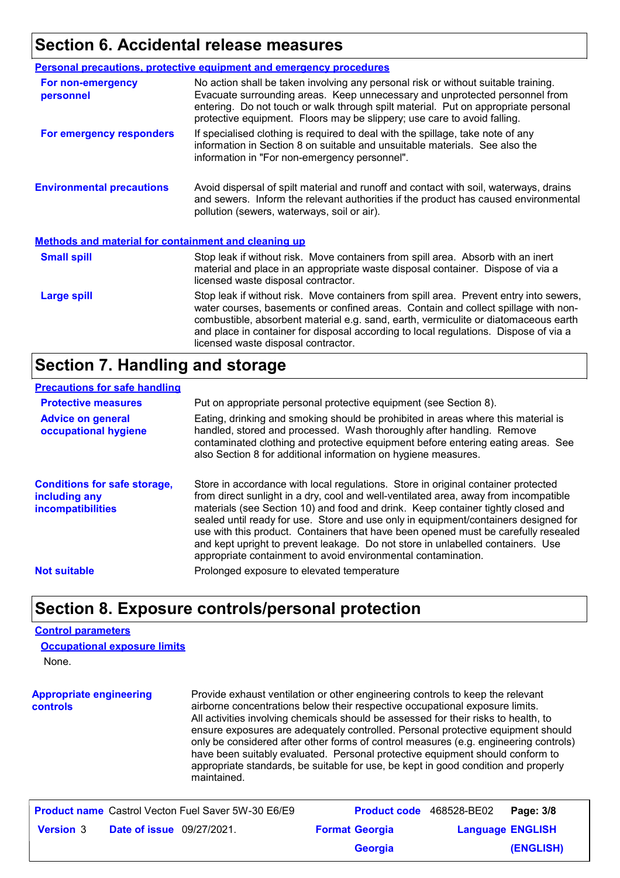## Section 6. Accidental release measures

### Personal precautions, protective equipment and emergency procedures

| | |
|---|---|
| **For non-emergency personnel** | No action shall be taken involving any personal risk or without suitable training. Evacuate surrounding areas. Keep unnecessary and unprotected personnel from entering. Do not touch or walk through spilt material. Put on appropriate personal protective equipment. Floors may be slippery; use care to avoid falling. |
| **For emergency responders** | If specialised clothing is required to deal with the spillage, take note of any information in Section 8 on suitable and unsuitable materials. See also the information in "For non-emergency personnel". |

**Environmental precautions**: Avoid dispersal of spilt material and runoff and contact with soil, waterways, drains and sewers. Inform the relevant authorities if the product has caused environmental pollution (sewers, waterways, soil or air).

### Methods and material for containment and cleaning up

| | |
|---|---|
| **Small spill** | Stop leak if without risk. Move containers from spill area. Absorb with an inert material and place in an appropriate waste disposal container. Dispose of via a licensed waste disposal contractor. |
| **Large spill** | Stop leak if without risk. Move containers from spill area. Prevent entry into sewers, water courses, basements or confined areas. Contain and collect spillage with non-combustible, absorbent material e.g. sand, earth, vermiculite or diatomaceous earth and place in container for disposal according to local regulations. Dispose of via a licensed waste disposal contractor. |

## Section 7. Handling and storage

### Precautions for safe handling

| | |
|---|---|
| **Protective measures** | Put on appropriate personal protective equipment (see Section 8). |
| **Advice on general occupational hygiene** | Eating, drinking and smoking should be prohibited in areas where this material is handled, stored and processed. Wash thoroughly after handling. Remove contaminated clothing and protective equipment before entering eating areas. See also Section 8 for additional information on hygiene measures. |

**Conditions for safe storage, including any incompatibilities**: Store in accordance with local regulations. Store in original container protected from direct sunlight in a dry, cool and well-ventilated area, away from incompatible materials (see Section 10) and food and drink. Keep container tightly closed and sealed until ready for use. Store and use only in equipment/containers designed for use with this product. Containers that have been opened must be carefully resealed and kept upright to prevent leakage. Do not store in unlabelled containers. Use appropriate containment to avoid environmental contamination.

**Not suitable**: Prolonged exposure to elevated temperature

## Section 8. Exposure controls/personal protection

### Control parameters

#### Occupational exposure limits

None.

**Appropriate engineering controls**: Provide exhaust ventilation or other engineering controls to keep the relevant airborne concentrations below their respective occupational exposure limits. All activities involving chemicals should be assessed for their risks to health, to ensure exposures are adequately controlled. Personal protective equipment should only be considered after other forms of control measures (e.g. engineering controls) have been suitably evaluated. Personal protective equipment should conform to appropriate standards, be suitable for use, be kept in good condition and properly maintained.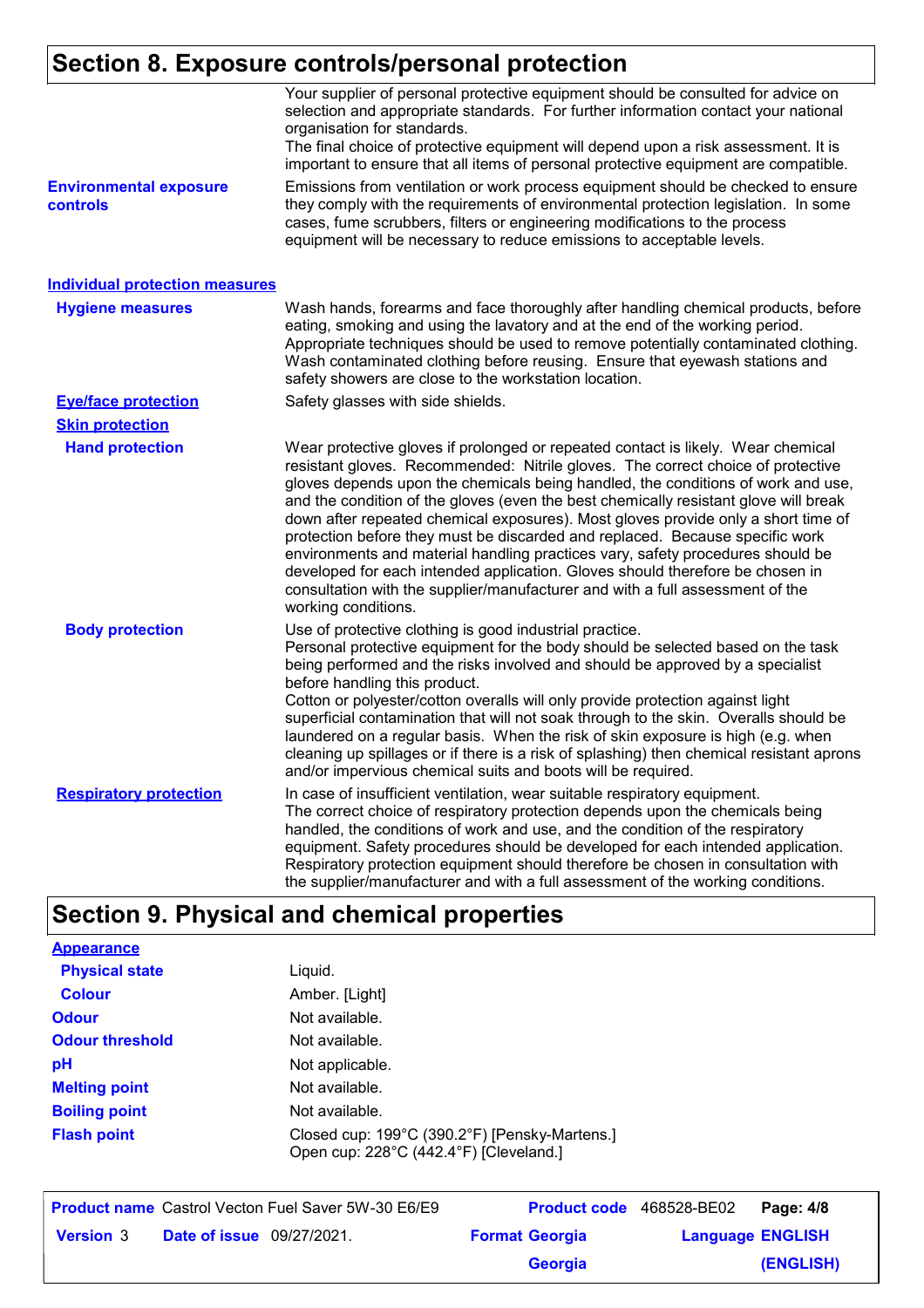## Section 8. Exposure controls/personal protection

Your supplier of personal protective equipment should be consulted for advice on selection and appropriate standards. For further information contact your national organisation for standards.
The final choice of protective equipment will depend upon a risk assessment. It is important to ensure that all items of personal protective equipment are compatible.

**Environmental exposure controls**: Emissions from ventilation or work process equipment should be checked to ensure they comply with the requirements of environmental protection legislation. In some cases, fume scrubbers, filters or engineering modifications to the process equipment will be necessary to reduce emissions to acceptable levels.

### Individual protection measures

**Hygiene measures**: Wash hands, forearms and face thoroughly after handling chemical products, before eating, smoking and using the lavatory and at the end of the working period. Appropriate techniques should be used to remove potentially contaminated clothing. Wash contaminated clothing before reusing. Ensure that eyewash stations and safety showers are close to the workstation location.

**Eye/face protection**: Safety glasses with side shields.

**Skin protection**

**Hand protection**: Wear protective gloves if prolonged or repeated contact is likely. Wear chemical resistant gloves. Recommended: Nitrile gloves. The correct choice of protective gloves depends upon the chemicals being handled, the conditions of work and use, and the condition of the gloves (even the best chemically resistant glove will break down after repeated chemical exposures). Most gloves provide only a short time of protection before they must be discarded and replaced. Because specific work environments and material handling practices vary, safety procedures should be developed for each intended application. Gloves should therefore be chosen in consultation with the supplier/manufacturer and with a full assessment of the working conditions.

**Body protection**: Use of protective clothing is good industrial practice.
Personal protective equipment for the body should be selected based on the task being performed and the risks involved and should be approved by a specialist before handling this product.
Cotton or polyester/cotton overalls will only provide protection against light superficial contamination that will not soak through to the skin. Overalls should be laundered on a regular basis. When the risk of skin exposure is high (e.g. when cleaning up spillages or if there is a risk of splashing) then chemical resistant aprons and/or impervious chemical suits and boots will be required.

**Respiratory protection**: In case of insufficient ventilation, wear suitable respiratory equipment.
The correct choice of respiratory protection depends upon the chemicals being handled, the conditions of work and use, and the condition of the respiratory equipment. Safety procedures should be developed for each intended application. Respiratory protection equipment should therefore be chosen in consultation with the supplier/manufacturer and with a full assessment of the working conditions.

## Section 9. Physical and chemical properties

**Appearance**

**Physical state**: Liquid.

**Colour**: Amber. [Light]

**Odour**: Not available.

**Odour threshold**: Not available.

**pH**: Not applicable.

**Melting point**: Not available.

**Boiling point**: Not available.

**Flash point**: Closed cup: 199°C (390.2°F) [Pensky-Martens.]
Open cup: 228°C (442.4°F) [Cleveland.]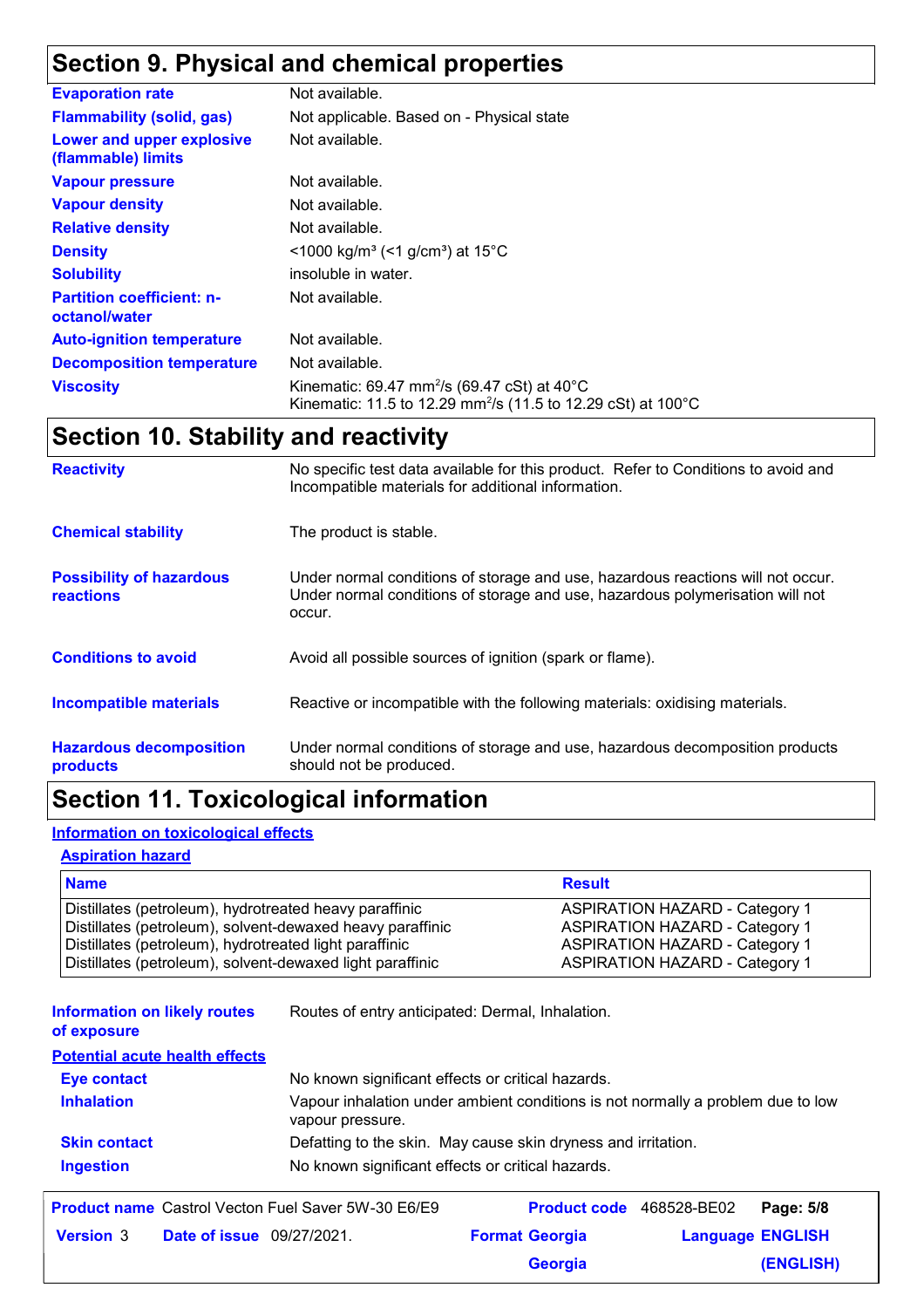## Section 9. Physical and chemical properties

| | |
|---|---|
| **Evaporation rate** | Not available. |
| **Flammability (solid, gas)** | Not applicable. Based on - Physical state |
| **Lower and upper explosive (flammable) limits** | Not available. |
| **Vapour pressure** | Not available. |
| **Vapour density** | Not available. |
| **Relative density** | Not available. |
| **Density** | <1000 kg/m³ (<1 g/cm³) at 15°C |
| **Solubility** | insoluble in water. |
| **Partition coefficient: n-octanol/water** | Not available. |
| **Auto-ignition temperature** | Not available. |
| **Decomposition temperature** | Not available. |
| **Viscosity** | Kinematic: 69.47 mm²/s (69.47 cSt) at 40°C<br>Kinematic: 11.5 to 12.29 mm²/s (11.5 to 12.29 cSt) at 100°C |

## Section 10. Stability and reactivity

| | |
|---|---|
| **Reactivity** | No specific test data available for this product. Refer to Conditions to avoid and Incompatible materials for additional information. |
| **Chemical stability** | The product is stable. |
| **Possibility of hazardous reactions** | Under normal conditions of storage and use, hazardous reactions will not occur. Under normal conditions of storage and use, hazardous polymerisation will not occur. |
| **Conditions to avoid** | Avoid all possible sources of ignition (spark or flame). |
| **Incompatible materials** | Reactive or incompatible with the following materials: oxidising materials. |
| **Hazardous decomposition products** | Under normal conditions of storage and use, hazardous decomposition products should not be produced. |

## Section 11. Toxicological information

**Information on toxicological effects**

**Aspiration hazard**

| Name | Result |
|---|---|
| Distillates (petroleum), hydrotreated heavy paraffinic | ASPIRATION HAZARD - Category 1 |
| Distillates (petroleum), solvent-dewaxed heavy paraffinic | ASPIRATION HAZARD - Category 1 |
| Distillates (petroleum), hydrotreated light paraffinic | ASPIRATION HAZARD - Category 1 |
| Distillates (petroleum), solvent-dewaxed light paraffinic | ASPIRATION HAZARD - Category 1 |

**Information on likely routes of exposure**: Routes of entry anticipated: Dermal, Inhalation.

**Potential acute health effects**

| | |
|---|---|
| **Eye contact** | No known significant effects or critical hazards. |
| **Inhalation** | Vapour inhalation under ambient conditions is not normally a problem due to low vapour pressure. |
| **Skin contact** | Defatting to the skin. May cause skin dryness and irritation. |
| **Ingestion** | No known significant effects or critical hazards. |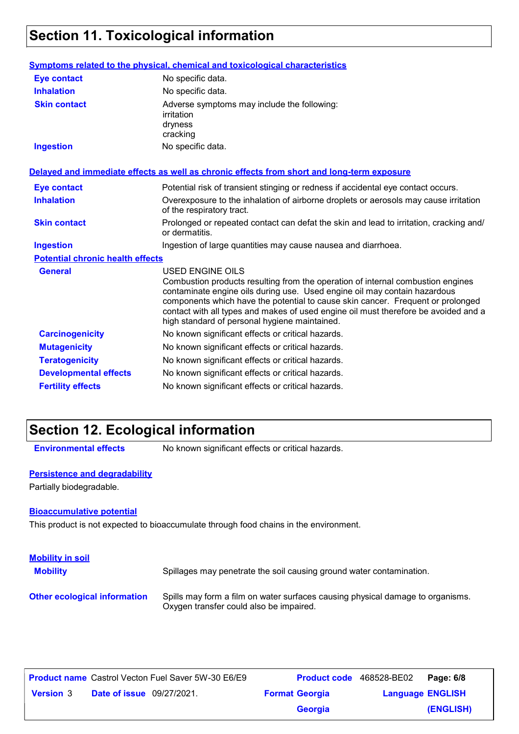## Section 11. Toxicological information

### Symptoms related to the physical, chemical and toxicological characteristics

| | |
|---|---|
| **Eye contact** | No specific data. |
| **Inhalation** | No specific data. |
| **Skin contact** | Adverse symptoms may include the following: irritation dryness cracking |
| **Ingestion** | No specific data. |

### Delayed and immediate effects as well as chronic effects from short and long-term exposure

| | |
|---|---|
| **Eye contact** | Potential risk of transient stinging or redness if accidental eye contact occurs. |
| **Inhalation** | Overexposure to the inhalation of airborne droplets or aerosols may cause irritation of the respiratory tract. |
| **Skin contact** | Prolonged or repeated contact can defat the skin and lead to irritation, cracking and/or dermatitis. |
| **Ingestion** | Ingestion of large quantities may cause nausea and diarrhoea. |

### Potential chronic health effects

| | |
|---|---|
| **General** | USED ENGINE OILS<br>Combustion products resulting from the operation of internal combustion engines contaminate engine oils during use. Used engine oil may contain hazardous components which have the potential to cause skin cancer. Frequent or prolonged contact with all types and makes of used engine oil must therefore be avoided and a high standard of personal hygiene maintained. |
| **Carcinogenicity** | No known significant effects or critical hazards. |
| **Mutagenicity** | No known significant effects or critical hazards. |
| **Teratogenicity** | No known significant effects or critical hazards. |
| **Developmental effects** | No known significant effects or critical hazards. |
| **Fertility effects** | No known significant effects or critical hazards. |

## Section 12. Ecological information

**Environmental effects** No known significant effects or critical hazards.

### Persistence and degradability

Partially biodegradable.

### Bioaccumulative potential

This product is not expected to bioaccumulate through food chains in the environment.

### Mobility in soil

**Mobility** Spillages may penetrate the soil causing ground water contamination.

**Other ecological information** Spills may form a film on water surfaces causing physical damage to organisms. Oxygen transfer could also be impaired.

| | | | | |
|---|---|---|---|---|
| **Product name** Castrol Vecton Fuel Saver 5W-30 E6/E9 | | **Product code** 468528-BE02 | | **Page: 6/8** |
| **Version** 3 | **Date of issue** 09/27/2021. | **Format** Georgia Georgia | | **Language** ENGLISH (ENGLISH) |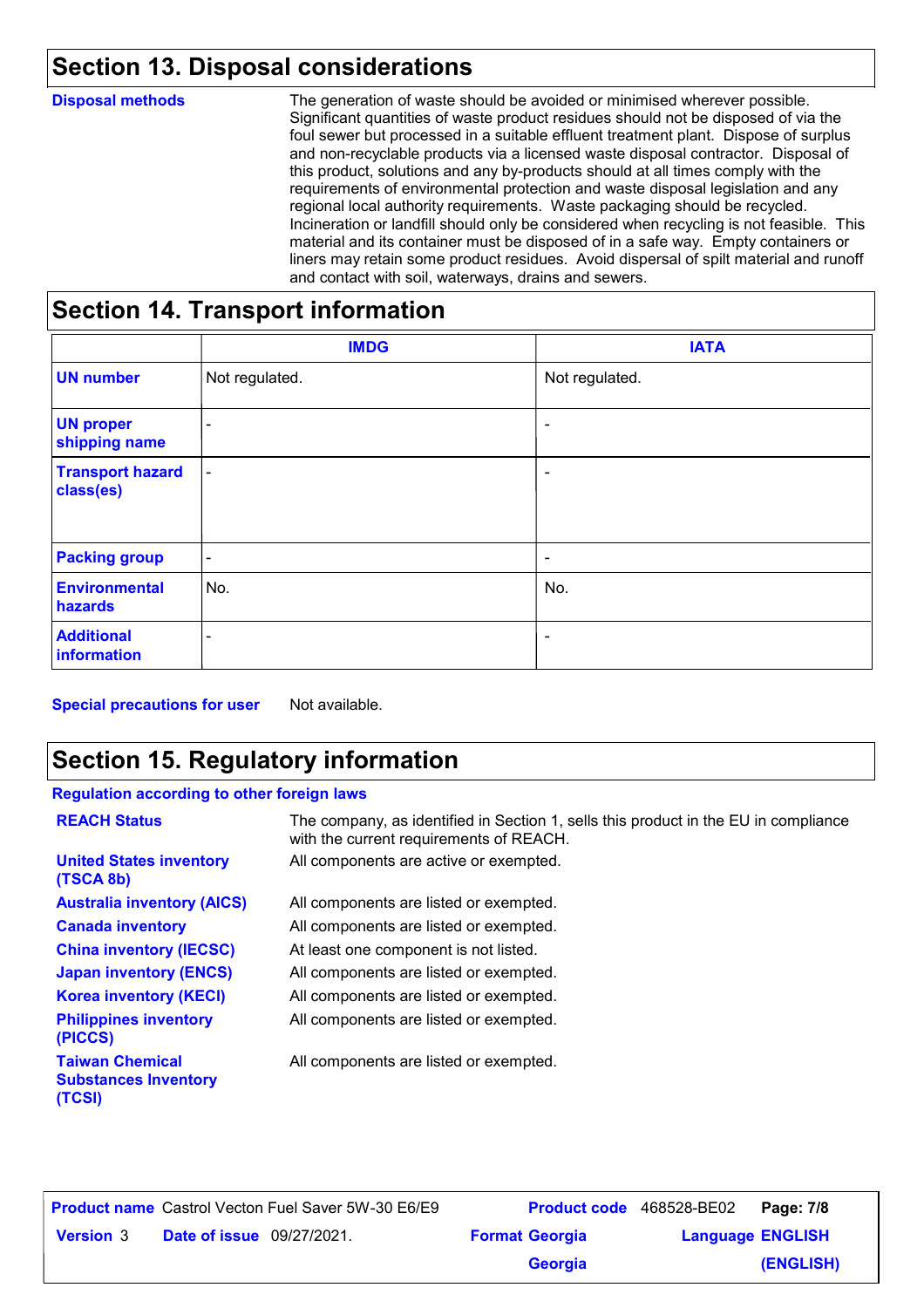## Section 13. Disposal considerations

**Disposal methods**

The generation of waste should be avoided or minimised wherever possible. Significant quantities of waste product residues should not be disposed of via the foul sewer but processed in a suitable effluent treatment plant. Dispose of surplus and non-recyclable products via a licensed waste disposal contractor. Disposal of this product, solutions and any by-products should at all times comply with the requirements of environmental protection and waste disposal legislation and any regional local authority requirements. Waste packaging should be recycled. Incineration or landfill should only be considered when recycling is not feasible. This material and its container must be disposed of in a safe way. Empty containers or liners may retain some product residues. Avoid dispersal of spilt material and runoff and contact with soil, waterways, drains and sewers.

## Section 14. Transport information

| | IMDG | IATA |
|---|---|---|
| **UN number** | Not regulated. | Not regulated. |
| **UN proper shipping name** | - | - |
| **Transport hazard class(es)** | - | - |
| **Packing group** | - | - |
| **Environmental hazards** | No. | No. |
| **Additional information** | - | - |

**Special precautions for user** Not available.

## Section 15. Regulatory information

**Regulation according to other foreign laws**

| | |
|---|---|
| **REACH Status** | The company, as identified in Section 1, sells this product in the EU in compliance with the current requirements of REACH. |
| **United States inventory (TSCA 8b)** | All components are active or exempted. |
| **Australia inventory (AICS)** | All components are listed or exempted. |
| **Canada inventory** | All components are listed or exempted. |
| **China inventory (IECSC)** | At least one component is not listed. |
| **Japan inventory (ENCS)** | All components are listed or exempted. |
| **Korea inventory (KECI)** | All components are listed or exempted. |
| **Philippines inventory (PICCS)** | All components are listed or exempted. |
| **Taiwan Chemical Substances Inventory (TCSI)** | All components are listed or exempted. |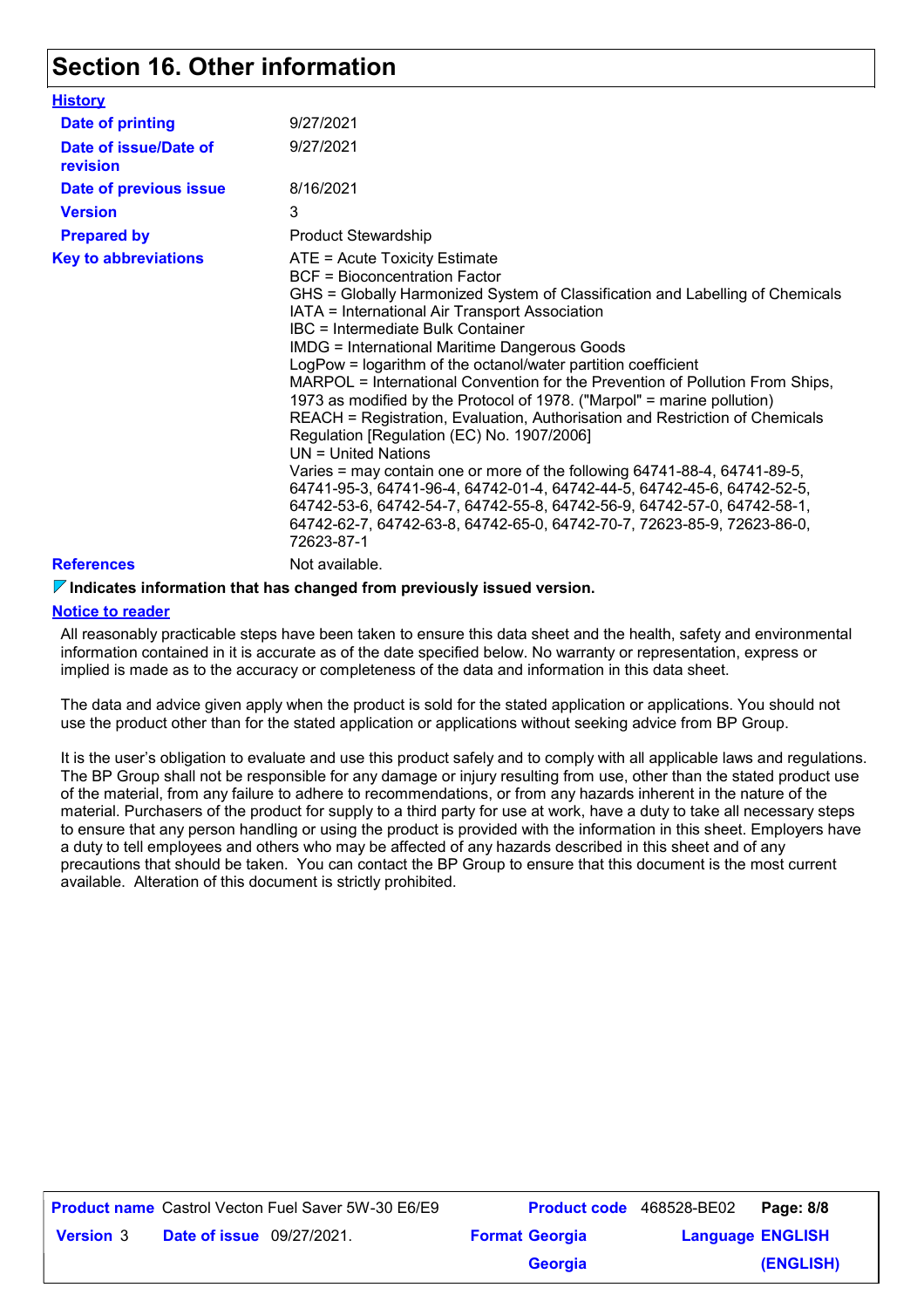## Section 16. Other information

**History**

| | |
|---|---|
| **Date of printing** | 9/27/2021 |
| **Date of issue/Date of revision** | 9/27/2021 |
| **Date of previous issue** | 8/16/2021 |
| **Version** | 3 |
| **Prepared by** | Product Stewardship |
| **Key to abbreviations** | ATE = Acute Toxicity Estimate<br>BCF = Bioconcentration Factor<br>GHS = Globally Harmonized System of Classification and Labelling of Chemicals<br>IATA = International Air Transport Association<br>IBC = Intermediate Bulk Container<br>IMDG = International Maritime Dangerous Goods<br>LogPow = logarithm of the octanol/water partition coefficient<br>MARPOL = International Convention for the Prevention of Pollution From Ships, 1973 as modified by the Protocol of 1978. ("Marpol" = marine pollution)<br>REACH = Registration, Evaluation, Authorisation and Restriction of Chemicals Regulation [Regulation (EC) No. 1907/2006]<br>UN = United Nations<br>Varies = may contain one or more of the following 64741-88-4, 64741-89-5, 64741-95-3, 64741-96-4, 64742-01-4, 64742-44-5, 64742-45-6, 64742-52-5, 64742-53-6, 64742-54-7, 64742-55-8, 64742-56-9, 64742-57-0, 64742-58-1, 64742-62-7, 64742-63-8, 64742-65-0, 64742-70-7, 72623-85-9, 72623-86-0, 72623-87-1 |
| **References** | Not available. |

**Indicates information that has changed from previously issued version.**

**Notice to reader**

All reasonably practicable steps have been taken to ensure this data sheet and the health, safety and environmental information contained in it is accurate as of the date specified below. No warranty or representation, express or implied is made as to the accuracy or completeness of the data and information in this data sheet.

The data and advice given apply when the product is sold for the stated application or applications. You should not use the product other than for the stated application or applications without seeking advice from BP Group.

It is the user's obligation to evaluate and use this product safely and to comply with all applicable laws and regulations. The BP Group shall not be responsible for any damage or injury resulting from use, other than the stated product use of the material, from any failure to adhere to recommendations, or from any hazards inherent in the nature of the material. Purchasers of the product for supply to a third party for use at work, have a duty to take all necessary steps to ensure that any person handling or using the product is provided with the information in this sheet. Employers have a duty to tell employees and others who may be affected of any hazards described in this sheet and of any precautions that should be taken. You can contact the BP Group to ensure that this document is the most current available. Alteration of this document is strictly prohibited.